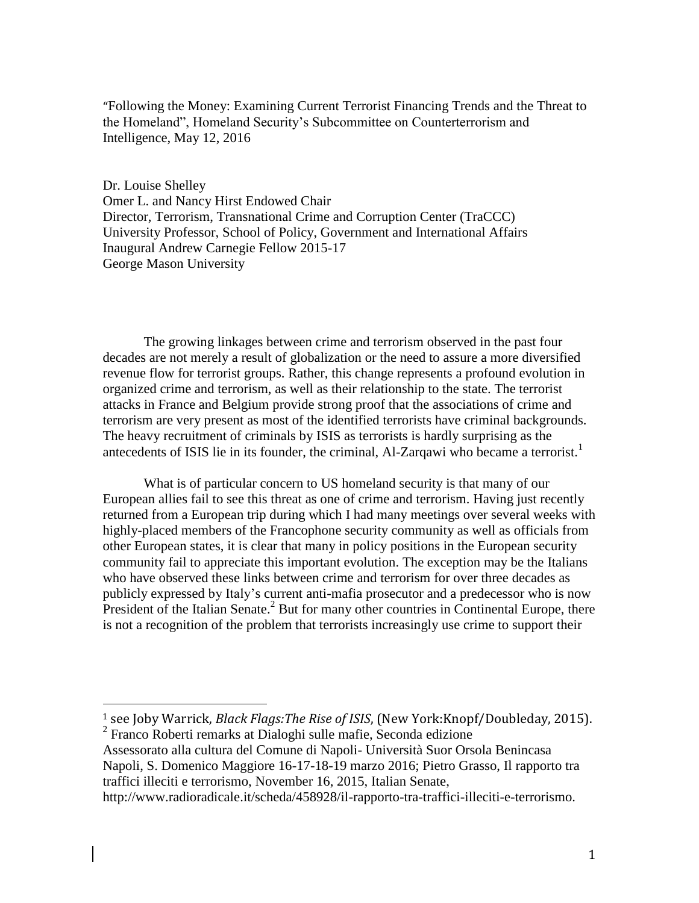"Following the Money: Examining Current Terrorist Financing Trends and the Threat to the Homeland", Homeland Security's Subcommittee on Counterterrorism and Intelligence, May 12, 2016

Dr. Louise Shelley
Omer L. and Nancy Hirst Endowed Chair
Director, Terrorism, Transnational Crime and Corruption Center (TraCCC)
University Professor, School of Policy, Government and International Affairs
Inaugural Andrew Carnegie Fellow 2015-17
George Mason University

The growing linkages between crime and terrorism observed in the past four decades are not merely a result of globalization or the need to assure a more diversified revenue flow for terrorist groups. Rather, this change represents a profound evolution in organized crime and terrorism, as well as their relationship to the state. The terrorist attacks in France and Belgium provide strong proof that the associations of crime and terrorism are very present as most of the identified terrorists have criminal backgrounds. The heavy recruitment of criminals by ISIS as terrorists is hardly surprising as the antecedents of ISIS lie in its founder, the criminal, Al-Zarqawi who became a terrorist.[1]

What is of particular concern to US homeland security is that many of our European allies fail to see this threat as one of crime and terrorism. Having just recently returned from a European trip during which I had many meetings over several weeks with highly-placed members of the Francophone security community as well as officials from other European states, it is clear that many in policy positions in the European security community fail to appreciate this important evolution. The exception may be the Italians who have observed these links between crime and terrorism for over three decades as publicly expressed by Italy's current anti-mafia prosecutor and a predecessor who is now President of the Italian Senate.[2] But for many other countries in Continental Europe, there is not a recognition of the problem that terrorists increasingly use crime to support their

---

[1] see Joby Warrick, *Black Flags:The Rise of ISIS,* (New York:Knopf/Doubleday, 2015).

[2] Franco Roberti remarks at Dialoghi sulle mafie, Seconda edizione Assessorato alla cultura del Comune di Napoli- Università Suor Orsola Benincasa Napoli, S. Domenico Maggiore 16-17-18-19 marzo 2016; Pietro Grasso, Il rapporto tra traffici illeciti e terrorismo, November 16, 2015, Italian Senate, http://www.radioradicale.it/scheda/458928/il-rapporto-tra-traffici-illeciti-e-terrorismo.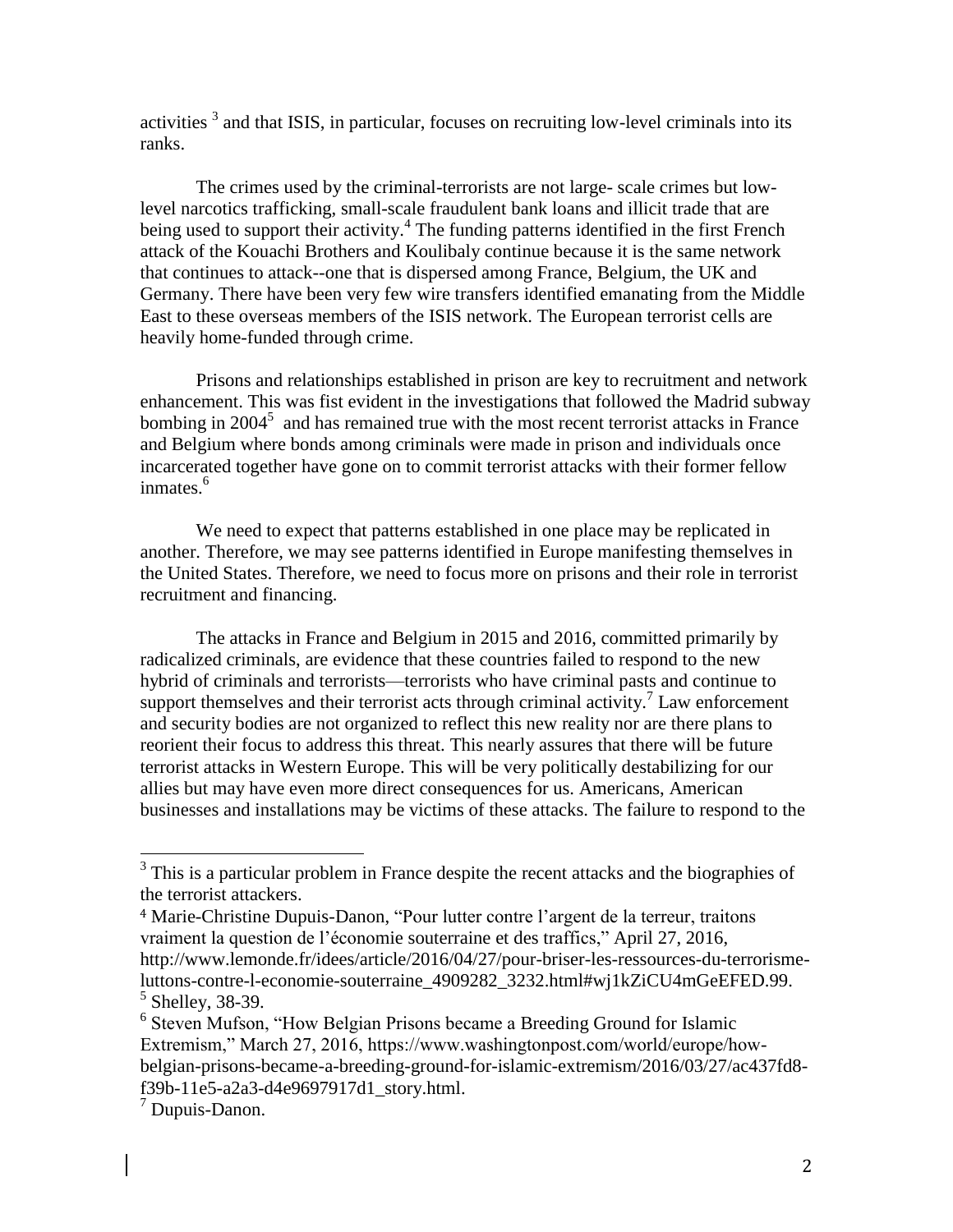activities [3] and that ISIS, in particular, focuses on recruiting low-level criminals into its ranks.

The crimes used by the criminal-terrorists are not large- scale crimes but low-level narcotics trafficking, small-scale fraudulent bank loans and illicit trade that are being used to support their activity.[4] The funding patterns identified in the first French attack of the Kouachi Brothers and Koulibaly continue because it is the same network that continues to attack--one that is dispersed among France, Belgium, the UK and Germany. There have been very few wire transfers identified emanating from the Middle East to these overseas members of the ISIS network. The European terrorist cells are heavily home-funded through crime.

Prisons and relationships established in prison are key to recruitment and network enhancement. This was fist evident in the investigations that followed the Madrid subway bombing in 2004[5] and has remained true with the most recent terrorist attacks in France and Belgium where bonds among criminals were made in prison and individuals once incarcerated together have gone on to commit terrorist attacks with their former fellow inmates.[6]

We need to expect that patterns established in one place may be replicated in another. Therefore, we may see patterns identified in Europe manifesting themselves in the United States. Therefore, we need to focus more on prisons and their role in terrorist recruitment and financing.

The attacks in France and Belgium in 2015 and 2016, committed primarily by radicalized criminals, are evidence that these countries failed to respond to the new hybrid of criminals and terrorists—terrorists who have criminal pasts and continue to support themselves and their terrorist acts through criminal activity.[7] Law enforcement and security bodies are not organized to reflect this new reality nor are there plans to reorient their focus to address this threat. This nearly assures that there will be future terrorist attacks in Western Europe. This will be very politically destabilizing for our allies but may have even more direct consequences for us. Americans, American businesses and installations may be victims of these attacks. The failure to respond to the

---

[3] This is a particular problem in France despite the recent attacks and the biographies of the terrorist attackers.

[4] Marie-Christine Dupuis-Danon, "Pour lutter contre l'argent de la terreur, traitons vraiment la question de l'économie souterraine et des traffics," April 27, 2016, http://www.lemonde.fr/idees/article/2016/04/27/pour-briser-les-ressources-du-terrorisme-luttons-contre-l-economie-souterraine_4909282_3232.html#wj1kZiCU4mGeEFED.99.

[5] Shelley, 38-39.

[6] Steven Mufson, "How Belgian Prisons became a Breeding Ground for Islamic Extremism," March 27, 2016, https://www.washingtonpost.com/world/europe/how-belgian-prisons-became-a-breeding-ground-for-islamic-extremism/2016/03/27/ac437fd8-f39b-11e5-a2a3-d4e9697917d1_story.html.

[7] Dupuis-Danon.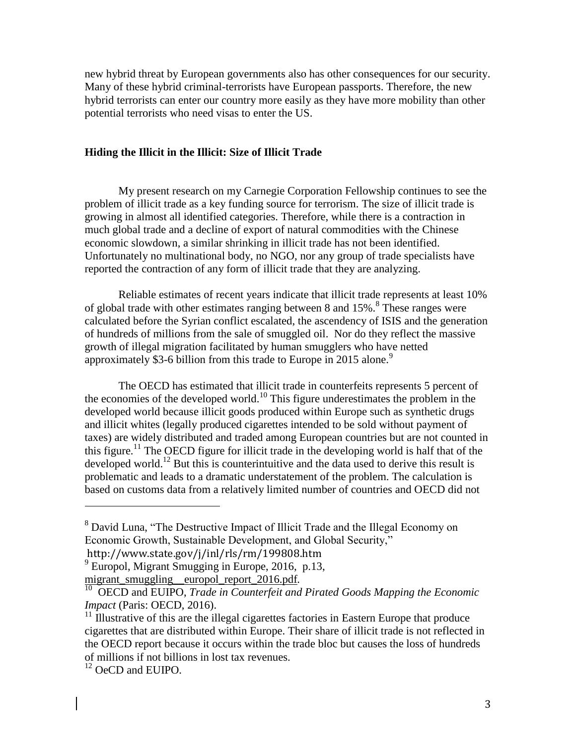new hybrid threat by European governments also has other consequences for our security. Many of these hybrid criminal-terrorists have European passports. Therefore, the new hybrid terrorists can enter our country more easily as they have more mobility than other potential terrorists who need visas to enter the US.

**Hiding the Illicit in the Illicit: Size of Illicit Trade**

My present research on my Carnegie Corporation Fellowship continues to see the problem of illicit trade as a key funding source for terrorism. The size of illicit trade is growing in almost all identified categories. Therefore, while there is a contraction in much global trade and a decline of export of natural commodities with the Chinese economic slowdown, a similar shrinking in illicit trade has not been identified. Unfortunately no multinational body, no NGO, nor any group of trade specialists have reported the contraction of any form of illicit trade that they are analyzing.

Reliable estimates of recent years indicate that illicit trade represents at least 10% of global trade with other estimates ranging between 8 and 15%.[8] These ranges were calculated before the Syrian conflict escalated, the ascendency of ISIS and the generation of hundreds of millions from the sale of smuggled oil. Nor do they reflect the massive growth of illegal migration facilitated by human smugglers who have netted approximately $3-6 billion from this trade to Europe in 2015 alone.[9]

The OECD has estimated that illicit trade in counterfeits represents 5 percent of the economies of the developed world.[10] This figure underestimates the problem in the developed world because illicit goods produced within Europe such as synthetic drugs and illicit whites (legally produced cigarettes intended to be sold without payment of taxes) are widely distributed and traded among European countries but are not counted in this figure.[11] The OECD figure for illicit trade in the developing world is half that of the developed world.[12] But this is counterintuitive and the data used to derive this result is problematic and leads to a dramatic understatement of the problem. The calculation is based on customs data from a relatively limited number of countries and OECD did not

---

[8] David Luna, "The Destructive Impact of Illicit Trade and the Illegal Economy on Economic Growth, Sustainable Development, and Global Security," http://www.state.gov/j/inl/rls/rm/199808.htm

[9] Europol, Migrant Smugging in Europe, 2016, p.13, migrant_smuggling__europol_report_2016.pdf.

[10] OECD and EUIPO, *Trade in Counterfeit and Pirated Goods Mapping the Economic Impact* (Paris: OECD, 2016).

[11] Illustrative of this are the illegal cigarettes factories in Eastern Europe that produce cigarettes that are distributed within Europe. Their share of illicit trade is not reflected in the OECD report because it occurs within the trade bloc but causes the loss of hundreds of millions if not billions in lost tax revenues.

[12] OeCD and EUIPO.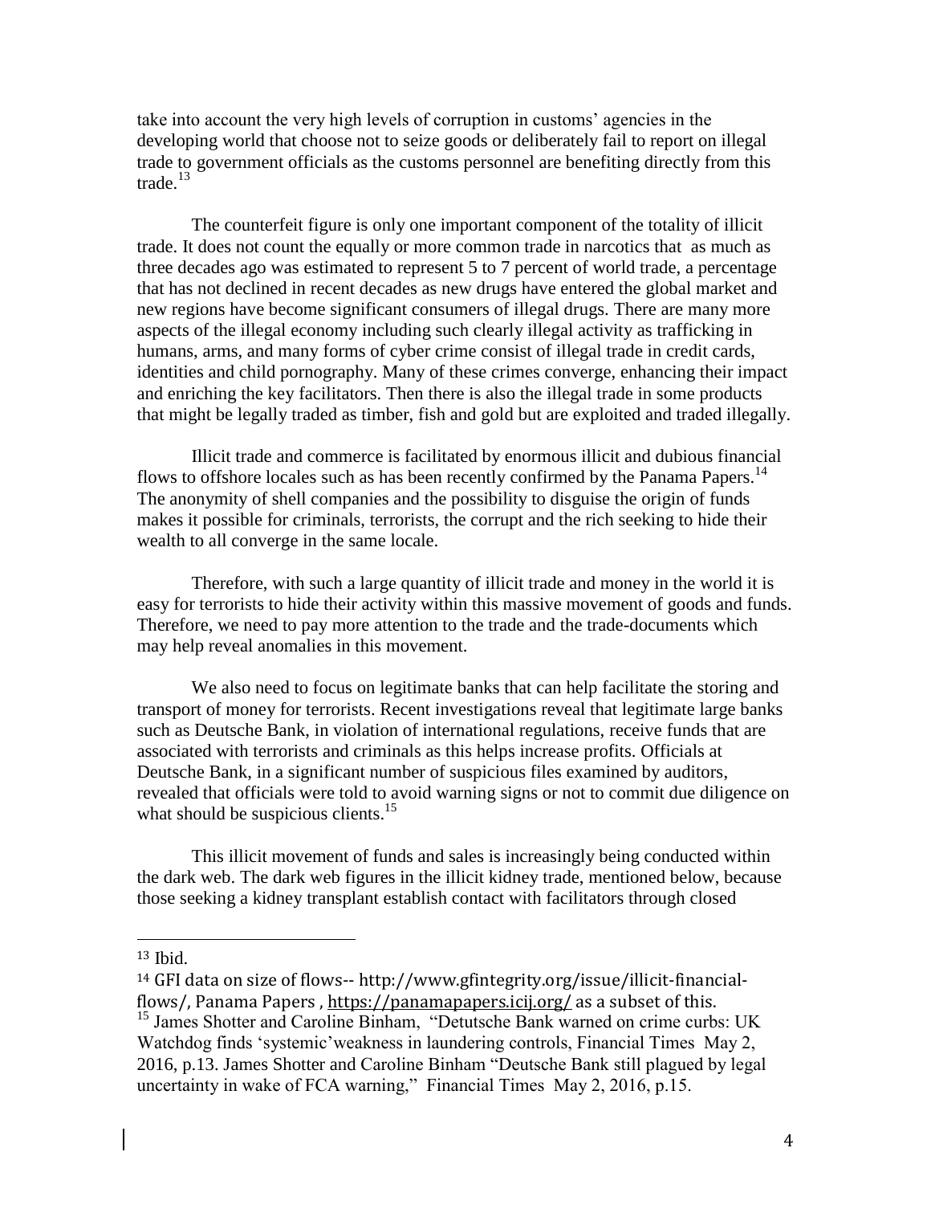take into account the very high levels of corruption in customs' agencies in the developing world that choose not to seize goods or deliberately fail to report on illegal trade to government officials as the customs personnel are benefiting directly from this trade.[13]

The counterfeit figure is only one important component of the totality of illicit trade. It does not count the equally or more common trade in narcotics that as much as three decades ago was estimated to represent 5 to 7 percent of world trade, a percentage that has not declined in recent decades as new drugs have entered the global market and new regions have become significant consumers of illegal drugs. There are many more aspects of the illegal economy including such clearly illegal activity as trafficking in humans, arms, and many forms of cyber crime consist of illegal trade in credit cards, identities and child pornography. Many of these crimes converge, enhancing their impact and enriching the key facilitators. Then there is also the illegal trade in some products that might be legally traded as timber, fish and gold but are exploited and traded illegally.

Illicit trade and commerce is facilitated by enormous illicit and dubious financial flows to offshore locales such as has been recently confirmed by the Panama Papers.[14] The anonymity of shell companies and the possibility to disguise the origin of funds makes it possible for criminals, terrorists, the corrupt and the rich seeking to hide their wealth to all converge in the same locale.

Therefore, with such a large quantity of illicit trade and money in the world it is easy for terrorists to hide their activity within this massive movement of goods and funds. Therefore, we need to pay more attention to the trade and the trade-documents which may help reveal anomalies in this movement.

We also need to focus on legitimate banks that can help facilitate the storing and transport of money for terrorists. Recent investigations reveal that legitimate large banks such as Deutsche Bank, in violation of international regulations, receive funds that are associated with terrorists and criminals as this helps increase profits. Officials at Deutsche Bank, in a significant number of suspicious files examined by auditors, revealed that officials were told to avoid warning signs or not to commit due diligence on what should be suspicious clients.[15]

This illicit movement of funds and sales is increasingly being conducted within the dark web. The dark web figures in the illicit kidney trade, mentioned below, because those seeking a kidney transplant establish contact with facilitators through closed

---

[13] Ibid.

[14] GFI data on size of flows-- http://www.gfintegrity.org/issue/illicit-financial-flows/, Panama Papers , https://panamapapers.icij.org/ as a subset of this.

[15] James Shotter and Caroline Binham, "Detutsche Bank warned on crime curbs: UK Watchdog finds 'systemic'weakness in laundering controls, Financial Times May 2, 2016, p.13. James Shotter and Caroline Binham "Deutsche Bank still plagued by legal uncertainty in wake of FCA warning," Financial Times May 2, 2016, p.15.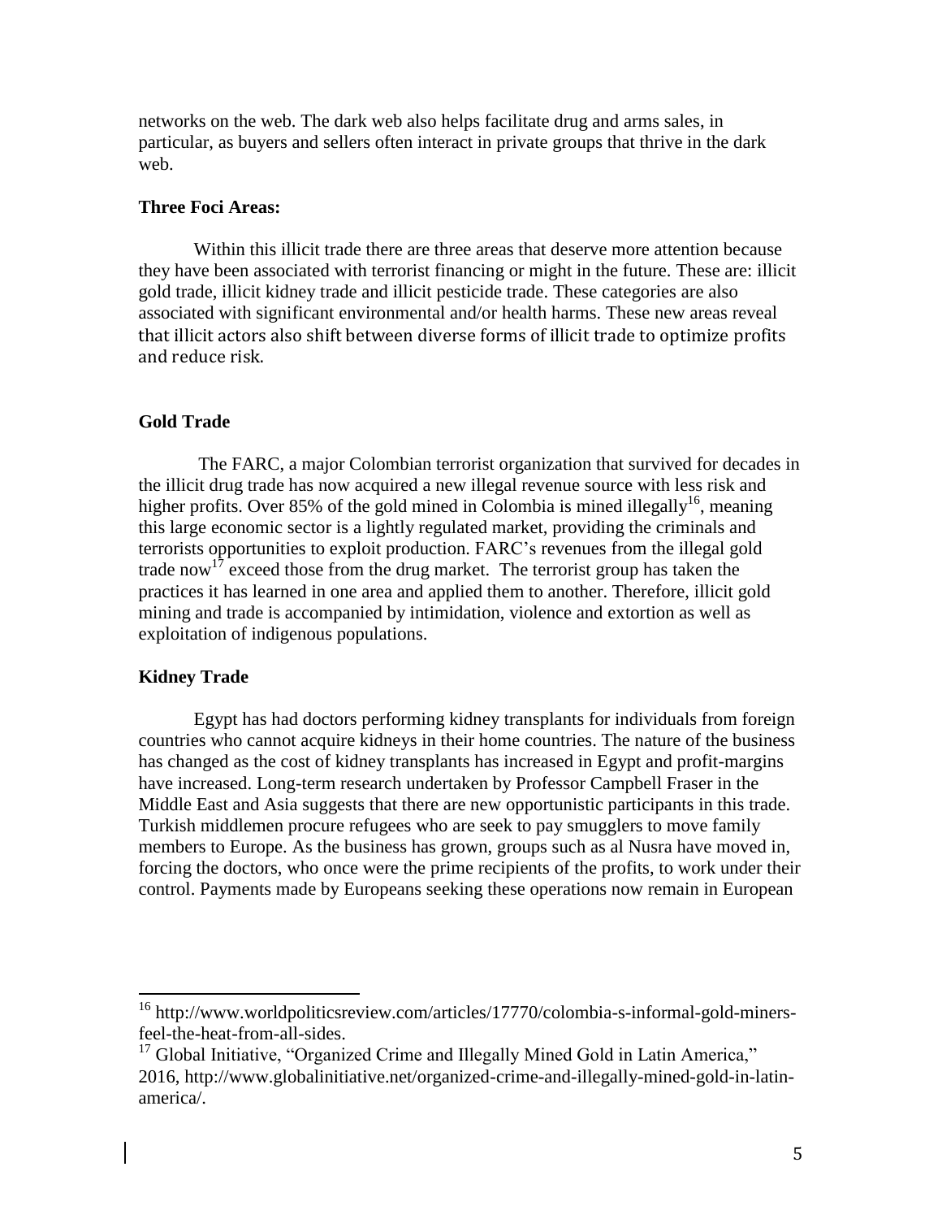networks on the web. The dark web also helps facilitate drug and arms sales, in particular, as buyers and sellers often interact in private groups that thrive in the dark web.

**Three Foci Areas:**

Within this illicit trade there are three areas that deserve more attention because they have been associated with terrorist financing or might in the future. These are: illicit gold trade, illicit kidney trade and illicit pesticide trade. These categories are also associated with significant environmental and/or health harms. These new areas reveal that illicit actors also shift between diverse forms of illicit trade to optimize profits and reduce risk.

**Gold Trade**

The FARC, a major Colombian terrorist organization that survived for decades in the illicit drug trade has now acquired a new illegal revenue source with less risk and higher profits. Over 85% of the gold mined in Colombia is mined illegally[16], meaning this large economic sector is a lightly regulated market, providing the criminals and terrorists opportunities to exploit production. FARC's revenues from the illegal gold trade now[17] exceed those from the drug market. The terrorist group has taken the practices it has learned in one area and applied them to another. Therefore, illicit gold mining and trade is accompanied by intimidation, violence and extortion as well as exploitation of indigenous populations.

**Kidney Trade**

Egypt has had doctors performing kidney transplants for individuals from foreign countries who cannot acquire kidneys in their home countries. The nature of the business has changed as the cost of kidney transplants has increased in Egypt and profit-margins have increased. Long-term research undertaken by Professor Campbell Fraser in the Middle East and Asia suggests that there are new opportunistic participants in this trade. Turkish middlemen procure refugees who are seek to pay smugglers to move family members to Europe. As the business has grown, groups such as al Nusra have moved in, forcing the doctors, who once were the prime recipients of the profits, to work under their control. Payments made by Europeans seeking these operations now remain in European

---

[16] http://www.worldpoliticsreview.com/articles/17770/colombia-s-informal-gold-miners-feel-the-heat-from-all-sides.

[17] Global Initiative, "Organized Crime and Illegally Mined Gold in Latin America," 2016, http://www.globalinitiative.net/organized-crime-and-illegally-mined-gold-in-latin-america/.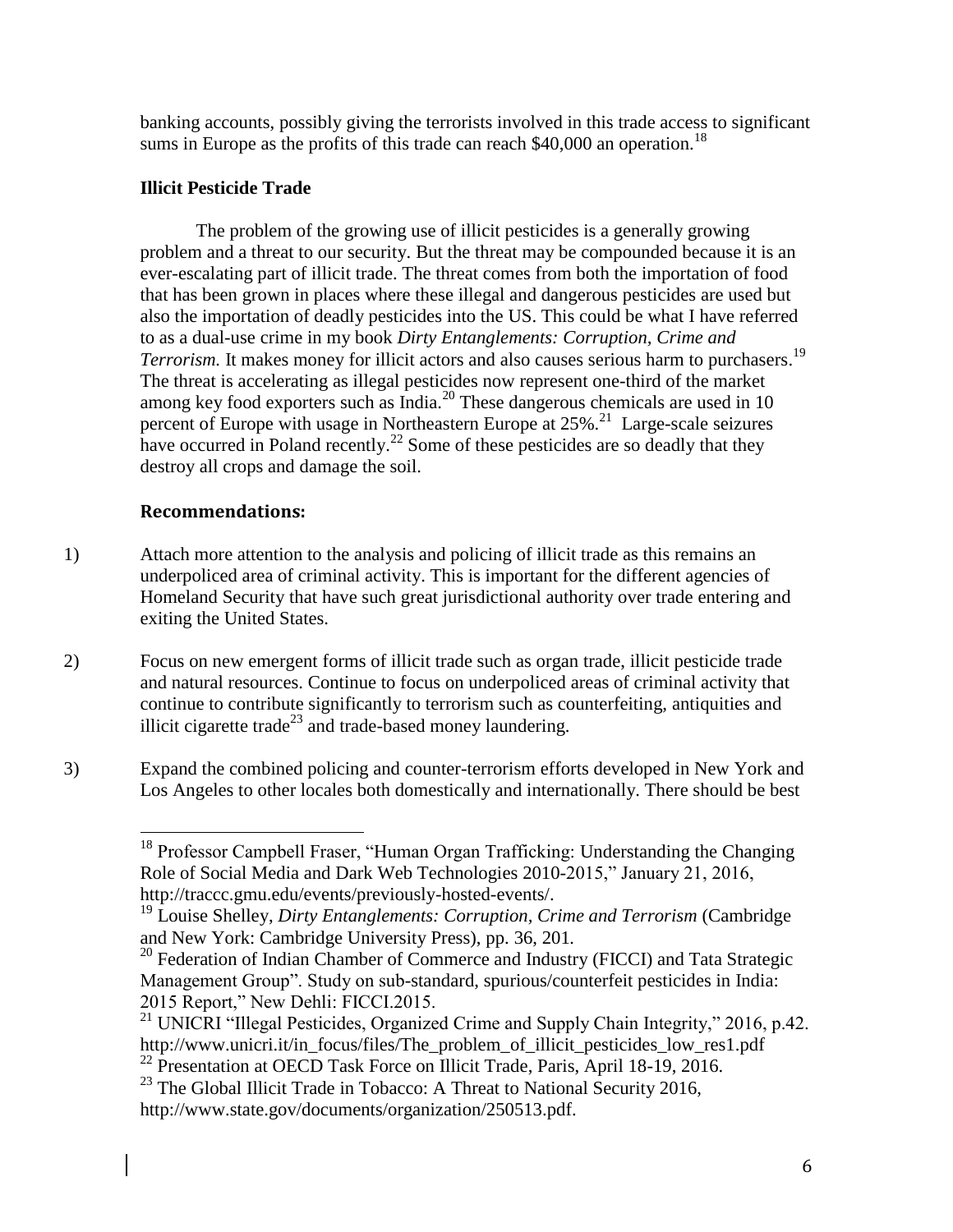banking accounts, possibly giving the terrorists involved in this trade access to significant sums in Europe as the profits of this trade can reach $40,000 an operation.[18]

### Illicit Pesticide Trade

The problem of the growing use of illicit pesticides is a generally growing problem and a threat to our security. But the threat may be compounded because it is an ever-escalating part of illicit trade. The threat comes from both the importation of food that has been grown in places where these illegal and dangerous pesticides are used but also the importation of deadly pesticides into the US. This could be what I have referred to as a dual-use crime in my book *Dirty Entanglements: Corruption, Crime and Terrorism.* It makes money for illicit actors and also causes serious harm to purchasers.[19] The threat is accelerating as illegal pesticides now represent one-third of the market among key food exporters such as India.[20] These dangerous chemicals are used in 10 percent of Europe with usage in Northeastern Europe at 25%.[21] Large-scale seizures have occurred in Poland recently.[22] Some of these pesticides are so deadly that they destroy all crops and damage the soil.

### Recommendations:

1) Attach more attention to the analysis and policing of illicit trade as this remains an underpoliced area of criminal activity. This is important for the different agencies of Homeland Security that have such great jurisdictional authority over trade entering and exiting the United States.

2) Focus on new emergent forms of illicit trade such as organ trade, illicit pesticide trade and natural resources. Continue to focus on underpoliced areas of criminal activity that continue to contribute significantly to terrorism such as counterfeiting, antiquities and illicit cigarette trade[23] and trade-based money laundering.

3) Expand the combined policing and counter-terrorism efforts developed in New York and Los Angeles to other locales both domestically and internationally. There should be best

---

[18] Professor Campbell Fraser, "Human Organ Trafficking: Understanding the Changing Role of Social Media and Dark Web Technologies 2010-2015," January 21, 2016, http://traccc.gmu.edu/events/previously-hosted-events/.

[19] Louise Shelley, *Dirty Entanglements: Corruption, Crime and Terrorism* (Cambridge and New York: Cambridge University Press), pp. 36, 201.

[20] Federation of Indian Chamber of Commerce and Industry (FICCI) and Tata Strategic Management Group". Study on sub-standard, spurious/counterfeit pesticides in India: 2015 Report," New Dehli: FICCI.2015.

[21] UNICRI "Illegal Pesticides, Organized Crime and Supply Chain Integrity," 2016, p.42. http://www.unicri.it/in_focus/files/The_problem_of_illicit_pesticides_low_res1.pdf

[22] Presentation at OECD Task Force on Illicit Trade, Paris, April 18-19, 2016.

[23] The Global Illicit Trade in Tobacco: A Threat to National Security 2016, http://www.state.gov/documents/organization/250513.pdf.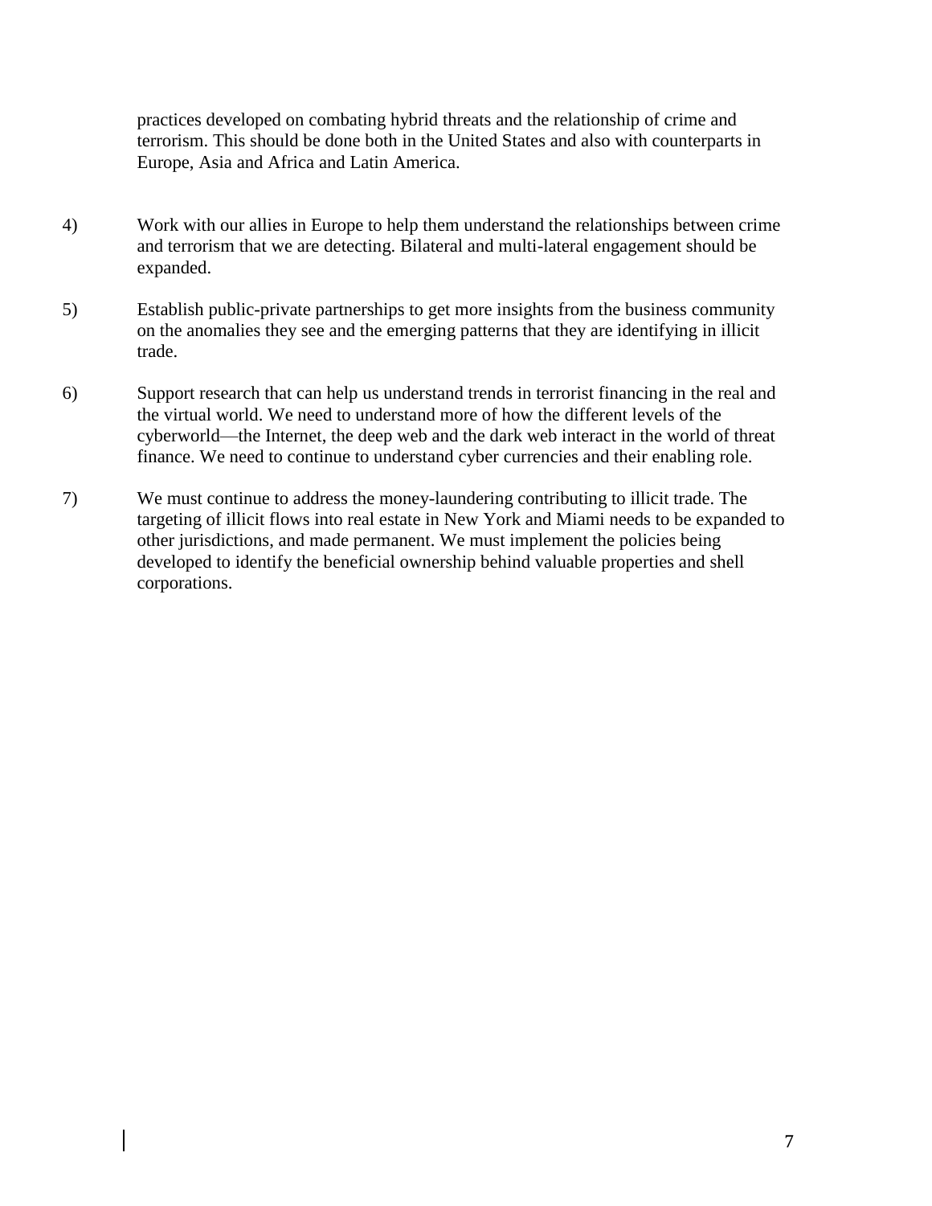practices developed on combating hybrid threats and the relationship of crime and terrorism. This should be done both in the United States and also with counterparts in Europe, Asia and Africa and Latin America.

4) Work with our allies in Europe to help them understand the relationships between crime and terrorism that we are detecting. Bilateral and multi-lateral engagement should be expanded.

5) Establish public-private partnerships to get more insights from the business community on the anomalies they see and the emerging patterns that they are identifying in illicit trade.

6) Support research that can help us understand trends in terrorist financing in the real and the virtual world. We need to understand more of how the different levels of the cyberworld—the Internet, the deep web and the dark web interact in the world of threat finance. We need to continue to understand cyber currencies and their enabling role.

7) We must continue to address the money-laundering contributing to illicit trade. The targeting of illicit flows into real estate in New York and Miami needs to be expanded to other jurisdictions, and made permanent. We must implement the policies being developed to identify the beneficial ownership behind valuable properties and shell corporations.